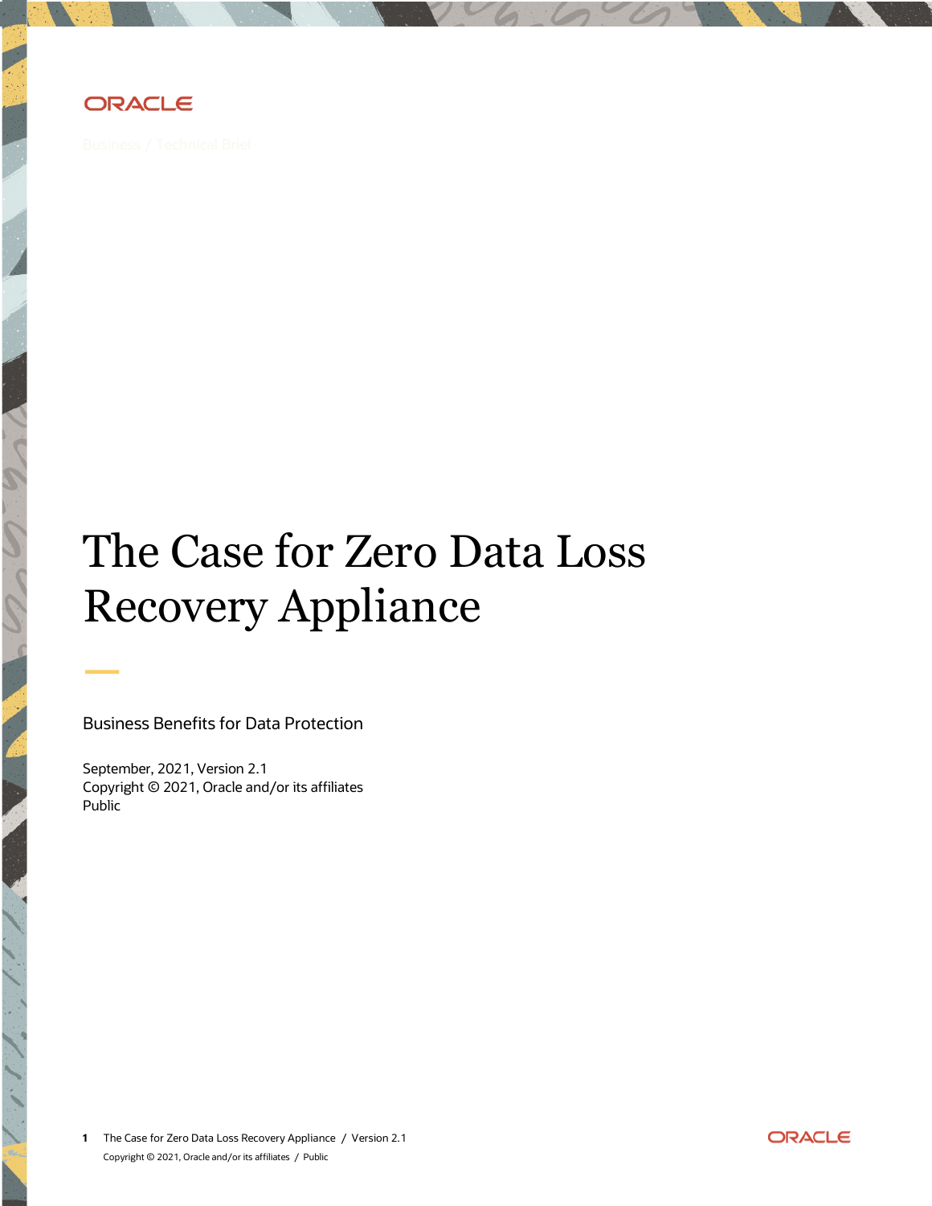ORACLE

Business / Technical Brief

# The Case for Zero Data Loss Recovery Appliance

Business Benefits for Data Protection

September, 2021, Version 2.1
Copyright © 2021, Oracle and/or its affiliates
Public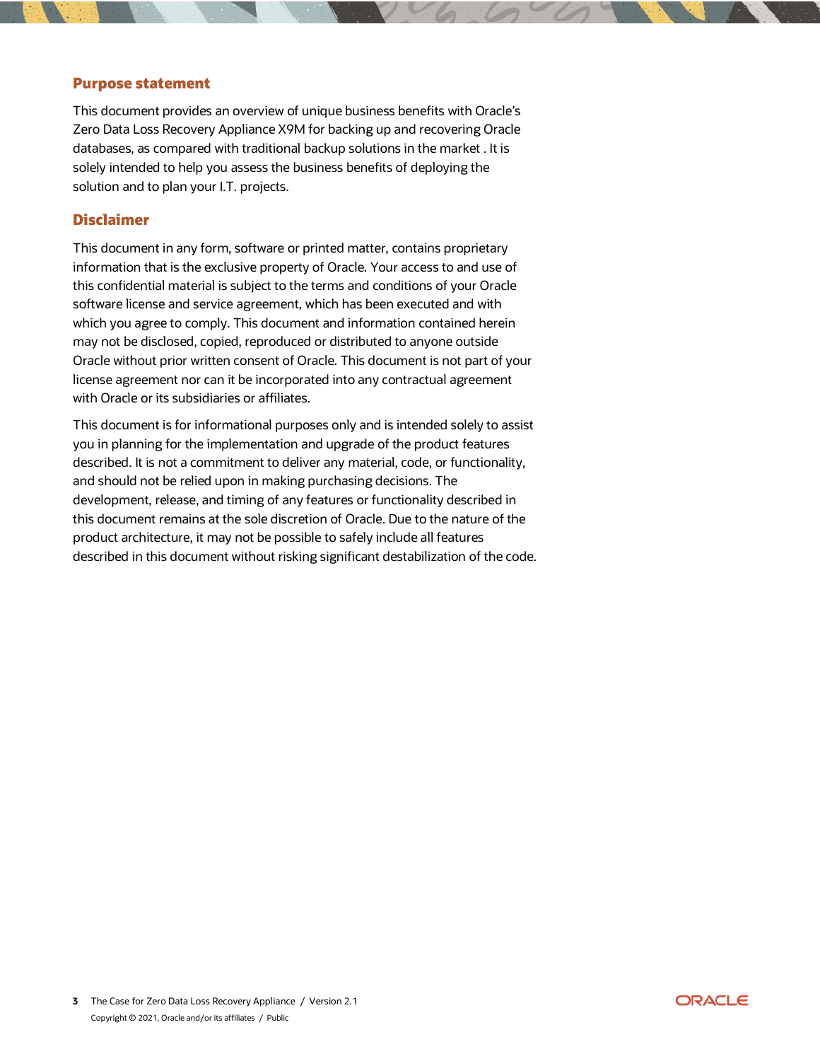## Purpose statement

This document provides an overview of unique business benefits with Oracle's Zero Data Loss Recovery Appliance X9M for backing up and recovering Oracle databases, as compared with traditional backup solutions in the market . It is solely intended to help you assess the business benefits of deploying the solution and to plan your I.T. projects.

## Disclaimer

This document in any form, software or printed matter, contains proprietary information that is the exclusive property of Oracle. Your access to and use of this confidential material is subject to the terms and conditions of your Oracle software license and service agreement, which has been executed and with which you agree to comply. This document and information contained herein may not be disclosed, copied, reproduced or distributed to anyone outside Oracle without prior written consent of Oracle. This document is not part of your license agreement nor can it be incorporated into any contractual agreement with Oracle or its subsidiaries or affiliates.

This document is for informational purposes only and is intended solely to assist you in planning for the implementation and upgrade of the product features described. It is not a commitment to deliver any material, code, or functionality, and should not be relied upon in making purchasing decisions. The development, release, and timing of any features or functionality described in this document remains at the sole discretion of Oracle. Due to the nature of the product architecture, it may not be possible to safely include all features described in this document without risking significant destabilization of the code.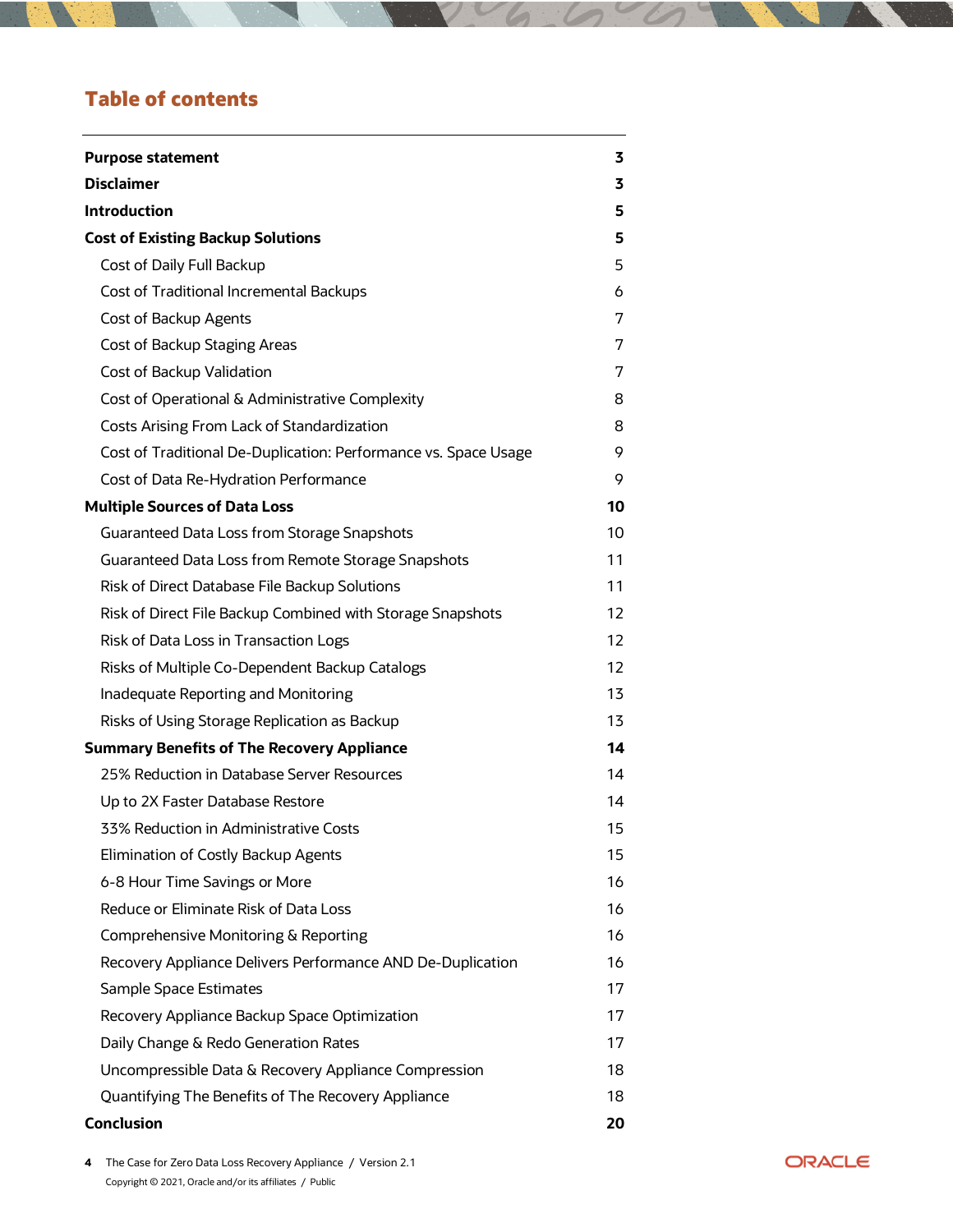## Table of contents

| | |
|---|---|
| **Purpose statement** | **3** |
| **Disclaimer** | **3** |
| **Introduction** | **5** |
| **Cost of Existing Backup Solutions** | **5** |
| Cost of Daily Full Backup | 5 |
| Cost of Traditional Incremental Backups | 6 |
| Cost of Backup Agents | 7 |
| Cost of Backup Staging Areas | 7 |
| Cost of Backup Validation | 7 |
| Cost of Operational & Administrative Complexity | 8 |
| Costs Arising From Lack of Standardization | 8 |
| Cost of Traditional De-Duplication: Performance vs. Space Usage | 9 |
| Cost of Data Re-Hydration Performance | 9 |
| **Multiple Sources of Data Loss** | **10** |
| Guaranteed Data Loss from Storage Snapshots | 10 |
| Guaranteed Data Loss from Remote Storage Snapshots | 11 |
| Risk of Direct Database File Backup Solutions | 11 |
| Risk of Direct File Backup Combined with Storage Snapshots | 12 |
| Risk of Data Loss in Transaction Logs | 12 |
| Risks of Multiple Co-Dependent Backup Catalogs | 12 |
| Inadequate Reporting and Monitoring | 13 |
| Risks of Using Storage Replication as Backup | 13 |
| **Summary Benefits of The Recovery Appliance** | **14** |
| 25% Reduction in Database Server Resources | 14 |
| Up to 2X Faster Database Restore | 14 |
| 33% Reduction in Administrative Costs | 15 |
| Elimination of Costly Backup Agents | 15 |
| 6-8 Hour Time Savings or More | 16 |
| Reduce or Eliminate Risk of Data Loss | 16 |
| Comprehensive Monitoring & Reporting | 16 |
| Recovery Appliance Delivers Performance AND De-Duplication | 16 |
| Sample Space Estimates | 17 |
| Recovery Appliance Backup Space Optimization | 17 |
| Daily Change & Redo Generation Rates | 17 |
| Uncompressible Data & Recovery Appliance Compression | 18 |
| Quantifying The Benefits of The Recovery Appliance | 18 |
| **Conclusion** | **20** |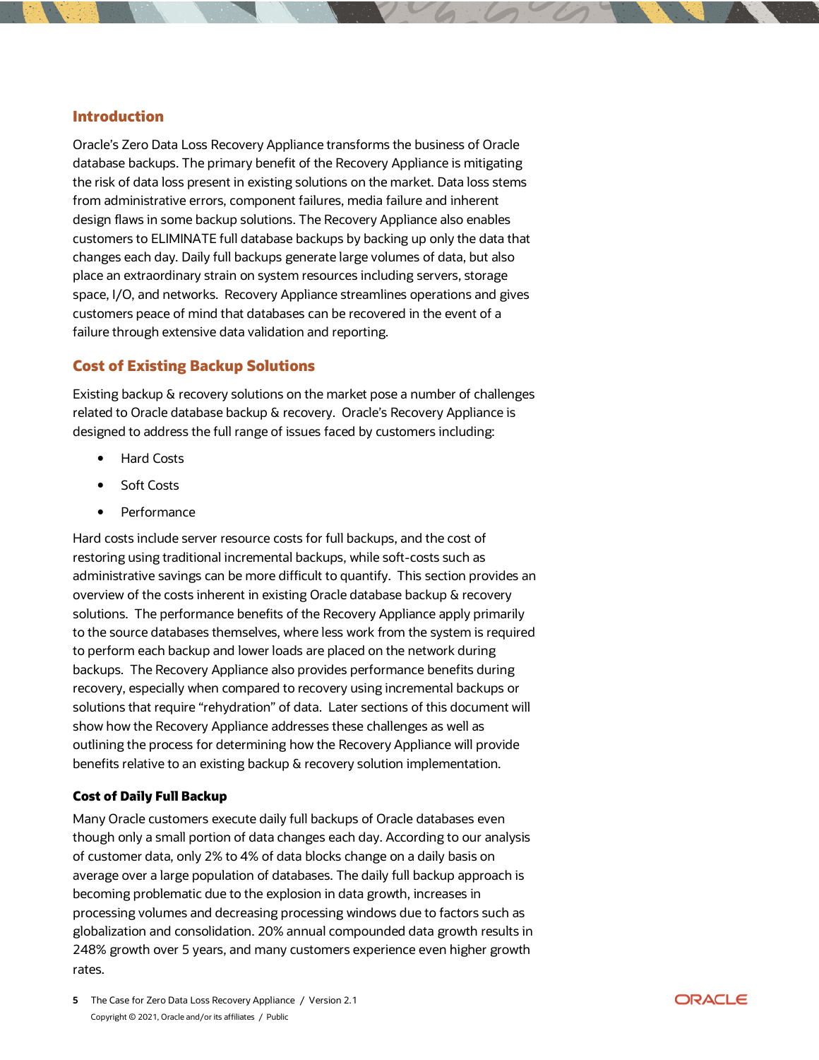## Introduction

Oracle's Zero Data Loss Recovery Appliance transforms the business of Oracle database backups. The primary benefit of the Recovery Appliance is mitigating the risk of data loss present in existing solutions on the market. Data loss stems from administrative errors, component failures, media failure and inherent design flaws in some backup solutions. The Recovery Appliance also enables customers to ELIMINATE full database backups by backing up only the data that changes each day. Daily full backups generate large volumes of data, but also place an extraordinary strain on system resources including servers, storage space, I/O, and networks. Recovery Appliance streamlines operations and gives customers peace of mind that databases can be recovered in the event of a failure through extensive data validation and reporting.

## Cost of Existing Backup Solutions

Existing backup & recovery solutions on the market pose a number of challenges related to Oracle database backup & recovery. Oracle's Recovery Appliance is designed to address the full range of issues faced by customers including:

- Hard Costs
- Soft Costs
- Performance

Hard costs include server resource costs for full backups, and the cost of restoring using traditional incremental backups, while soft-costs such as administrative savings can be more difficult to quantify. This section provides an overview of the costs inherent in existing Oracle database backup & recovery solutions. The performance benefits of the Recovery Appliance apply primarily to the source databases themselves, where less work from the system is required to perform each backup and lower loads are placed on the network during backups. The Recovery Appliance also provides performance benefits during recovery, especially when compared to recovery using incremental backups or solutions that require "rehydration" of data. Later sections of this document will show how the Recovery Appliance addresses these challenges as well as outlining the process for determining how the Recovery Appliance will provide benefits relative to an existing backup & recovery solution implementation.

### Cost of Daily Full Backup

Many Oracle customers execute daily full backups of Oracle databases even though only a small portion of data changes each day. According to our analysis of customer data, only 2% to 4% of data blocks change on a daily basis on average over a large population of databases. The daily full backup approach is becoming problematic due to the explosion in data growth, increases in processing volumes and decreasing processing windows due to factors such as globalization and consolidation. 20% annual compounded data growth results in 248% growth over 5 years, and many customers experience even higher growth rates.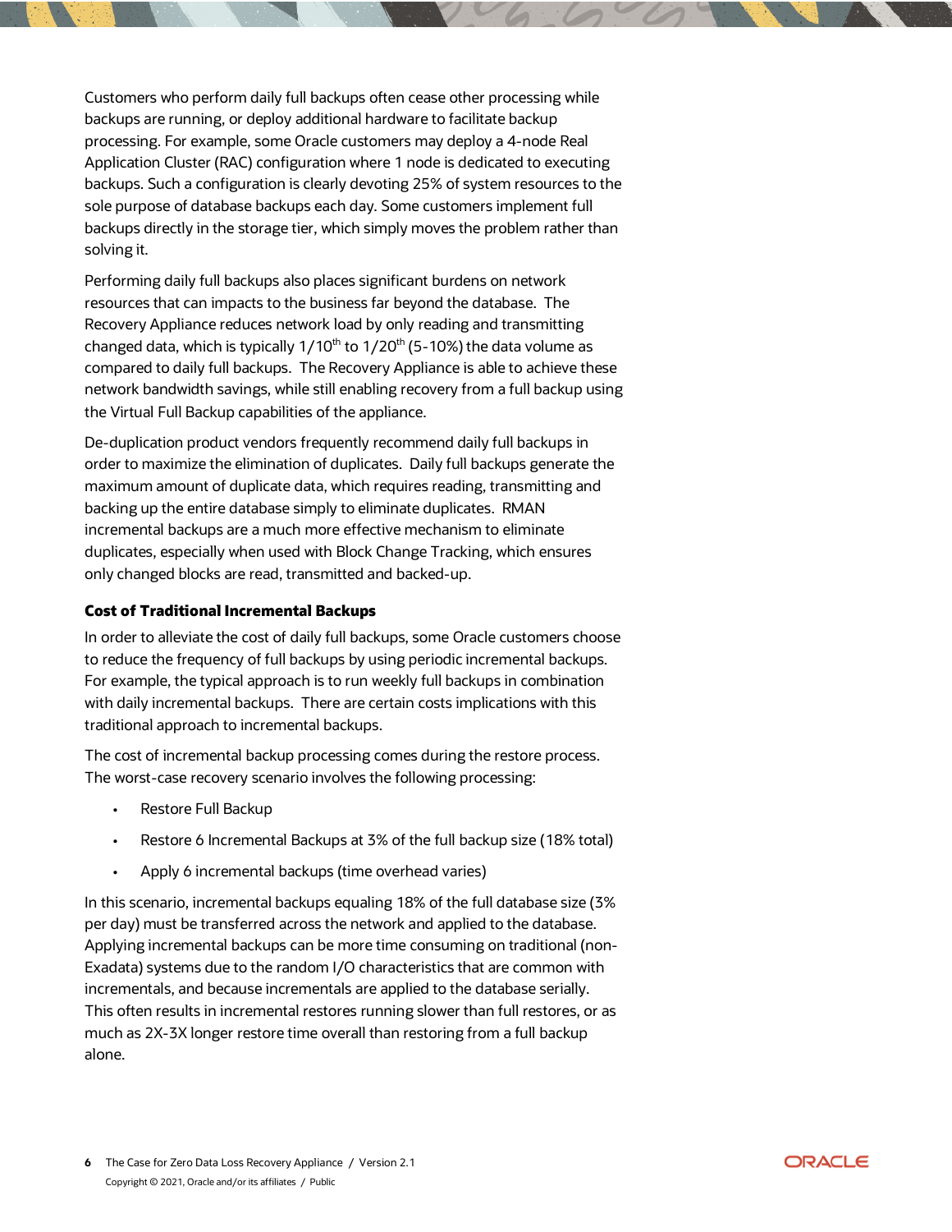Customers who perform daily full backups often cease other processing while backups are running, or deploy additional hardware to facilitate backup processing. For example, some Oracle customers may deploy a 4-node Real Application Cluster (RAC) configuration where 1 node is dedicated to executing backups. Such a configuration is clearly devoting 25% of system resources to the sole purpose of database backups each day. Some customers implement full backups directly in the storage tier, which simply moves the problem rather than solving it.

Performing daily full backups also places significant burdens on network resources that can impacts to the business far beyond the database. The Recovery Appliance reduces network load by only reading and transmitting changed data, which is typically $1/10^{th}$ to $1/20^{th}$ (5-10%) the data volume as compared to daily full backups. The Recovery Appliance is able to achieve these network bandwidth savings, while still enabling recovery from a full backup using the Virtual Full Backup capabilities of the appliance.

De-duplication product vendors frequently recommend daily full backups in order to maximize the elimination of duplicates. Daily full backups generate the maximum amount of duplicate data, which requires reading, transmitting and backing up the entire database simply to eliminate duplicates. RMAN incremental backups are a much more effective mechanism to eliminate duplicates, especially when used with Block Change Tracking, which ensures only changed blocks are read, transmitted and backed-up.

### Cost of Traditional Incremental Backups

In order to alleviate the cost of daily full backups, some Oracle customers choose to reduce the frequency of full backups by using periodic incremental backups. For example, the typical approach is to run weekly full backups in combination with daily incremental backups. There are certain costs implications with this traditional approach to incremental backups.

The cost of incremental backup processing comes during the restore process. The worst-case recovery scenario involves the following processing:

- Restore Full Backup
- Restore 6 Incremental Backups at 3% of the full backup size (18% total)
- Apply 6 incremental backups (time overhead varies)

In this scenario, incremental backups equaling 18% of the full database size (3% per day) must be transferred across the network and applied to the database. Applying incremental backups can be more time consuming on traditional (non-Exadata) systems due to the random I/O characteristics that are common with incrementals, and because incrementals are applied to the database serially. This often results in incremental restores running slower than full restores, or as much as 2X-3X longer restore time overall than restoring from a full backup alone.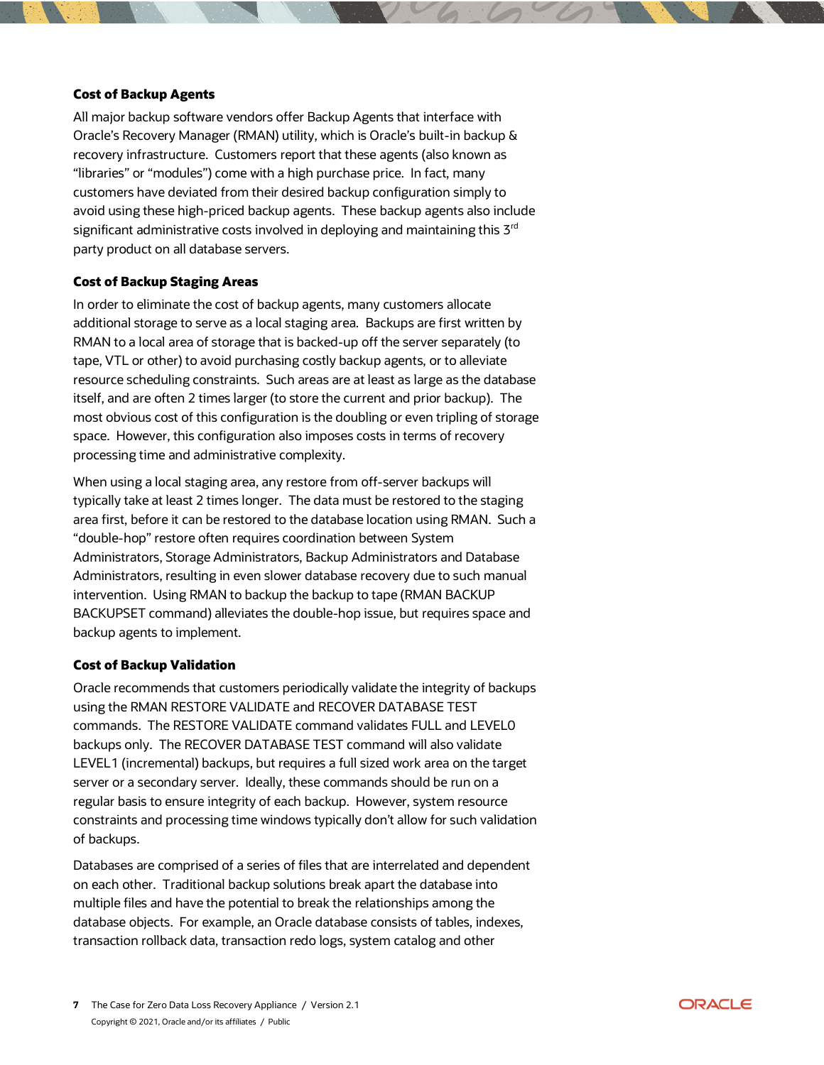### Cost of Backup Agents

All major backup software vendors offer Backup Agents that interface with Oracle's Recovery Manager (RMAN) utility, which is Oracle's built-in backup & recovery infrastructure. Customers report that these agents (also known as "libraries" or "modules") come with a high purchase price. In fact, many customers have deviated from their desired backup configuration simply to avoid using these high-priced backup agents. These backup agents also include significant administrative costs involved in deploying and maintaining this 3rd party product on all database servers.

### Cost of Backup Staging Areas

In order to eliminate the cost of backup agents, many customers allocate additional storage to serve as a local staging area. Backups are first written by RMAN to a local area of storage that is backed-up off the server separately (to tape, VTL or other) to avoid purchasing costly backup agents, or to alleviate resource scheduling constraints. Such areas are at least as large as the database itself, and are often 2 times larger (to store the current and prior backup). The most obvious cost of this configuration is the doubling or even tripling of storage space. However, this configuration also imposes costs in terms of recovery processing time and administrative complexity.

When using a local staging area, any restore from off-server backups will typically take at least 2 times longer. The data must be restored to the staging area first, before it can be restored to the database location using RMAN. Such a "double-hop" restore often requires coordination between System Administrators, Storage Administrators, Backup Administrators and Database Administrators, resulting in even slower database recovery due to such manual intervention. Using RMAN to backup the backup to tape (RMAN BACKUP BACKUPSET command) alleviates the double-hop issue, but requires space and backup agents to implement.

### Cost of Backup Validation

Oracle recommends that customers periodically validate the integrity of backups using the RMAN RESTORE VALIDATE and RECOVER DATABASE TEST commands. The RESTORE VALIDATE command validates FULL and LEVEL0 backups only. The RECOVER DATABASE TEST command will also validate LEVEL1 (incremental) backups, but requires a full sized work area on the target server or a secondary server. Ideally, these commands should be run on a regular basis to ensure integrity of each backup. However, system resource constraints and processing time windows typically don't allow for such validation of backups.

Databases are comprised of a series of files that are interrelated and dependent on each other. Traditional backup solutions break apart the database into multiple files and have the potential to break the relationships among the database objects. For example, an Oracle database consists of tables, indexes, transaction rollback data, transaction redo logs, system catalog and other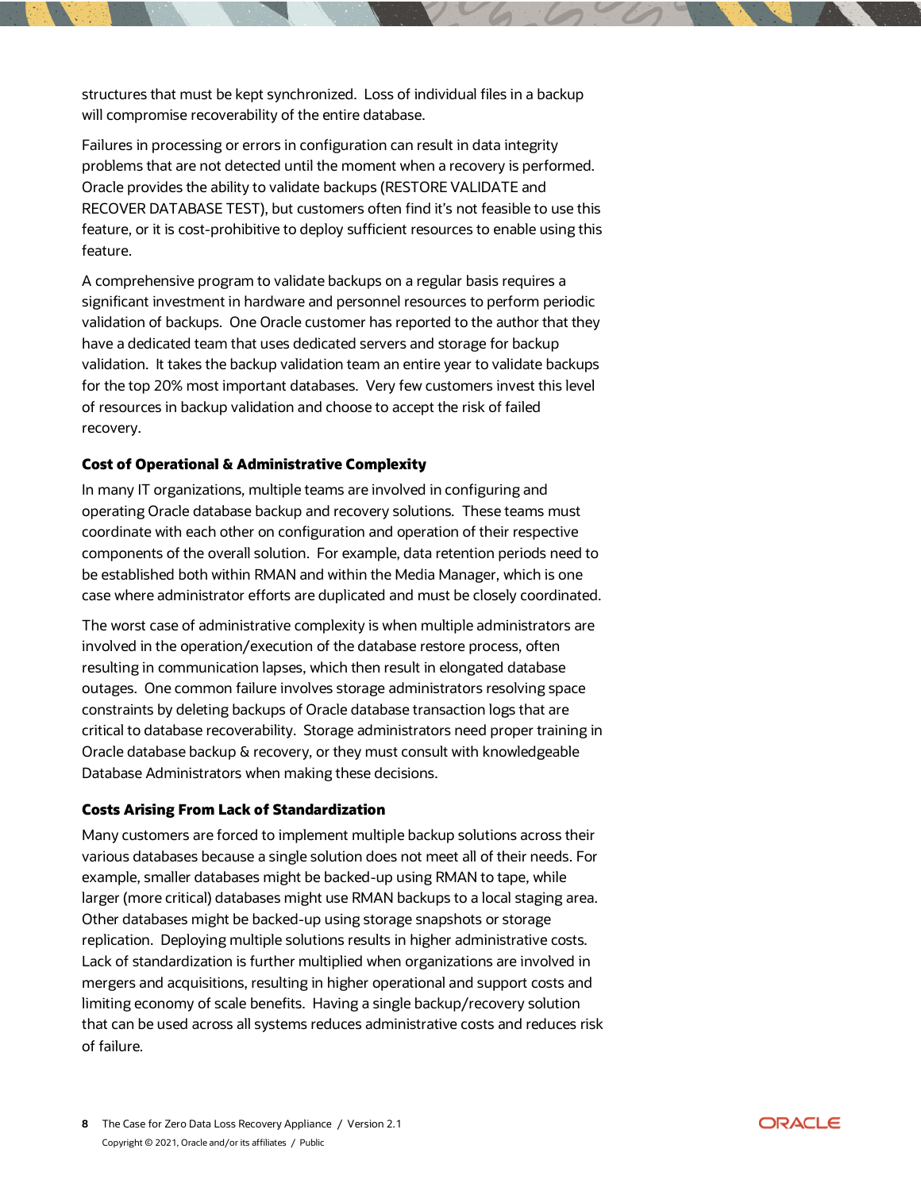structures that must be kept synchronized. Loss of individual files in a backup will compromise recoverability of the entire database.

Failures in processing or errors in configuration can result in data integrity problems that are not detected until the moment when a recovery is performed. Oracle provides the ability to validate backups (RESTORE VALIDATE and RECOVER DATABASE TEST), but customers often find it's not feasible to use this feature, or it is cost-prohibitive to deploy sufficient resources to enable using this feature.

A comprehensive program to validate backups on a regular basis requires a significant investment in hardware and personnel resources to perform periodic validation of backups. One Oracle customer has reported to the author that they have a dedicated team that uses dedicated servers and storage for backup validation. It takes the backup validation team an entire year to validate backups for the top 20% most important databases. Very few customers invest this level of resources in backup validation and choose to accept the risk of failed recovery.

### Cost of Operational & Administrative Complexity

In many IT organizations, multiple teams are involved in configuring and operating Oracle database backup and recovery solutions. These teams must coordinate with each other on configuration and operation of their respective components of the overall solution. For example, data retention periods need to be established both within RMAN and within the Media Manager, which is one case where administrator efforts are duplicated and must be closely coordinated.

The worst case of administrative complexity is when multiple administrators are involved in the operation/execution of the database restore process, often resulting in communication lapses, which then result in elongated database outages. One common failure involves storage administrators resolving space constraints by deleting backups of Oracle database transaction logs that are critical to database recoverability. Storage administrators need proper training in Oracle database backup & recovery, or they must consult with knowledgeable Database Administrators when making these decisions.

### Costs Arising From Lack of Standardization

Many customers are forced to implement multiple backup solutions across their various databases because a single solution does not meet all of their needs. For example, smaller databases might be backed-up using RMAN to tape, while larger (more critical) databases might use RMAN backups to a local staging area. Other databases might be backed-up using storage snapshots or storage replication. Deploying multiple solutions results in higher administrative costs. Lack of standardization is further multiplied when organizations are involved in mergers and acquisitions, resulting in higher operational and support costs and limiting economy of scale benefits. Having a single backup/recovery solution that can be used across all systems reduces administrative costs and reduces risk of failure.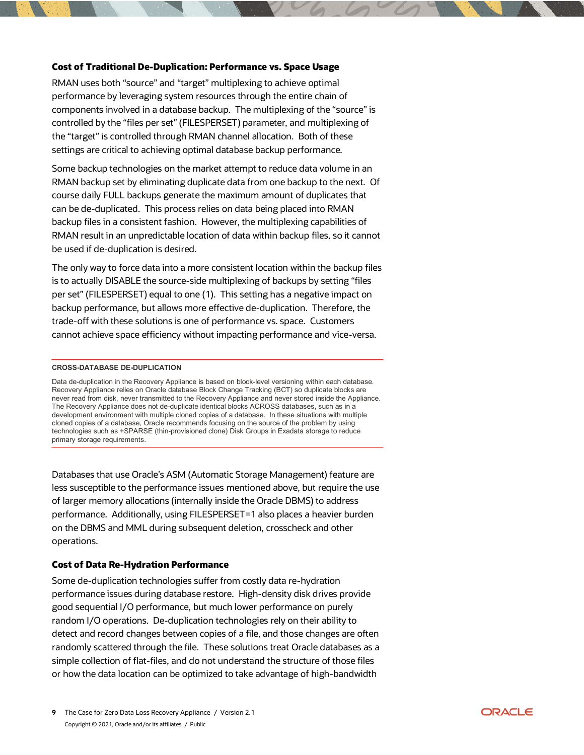### Cost of Traditional De-Duplication: Performance vs. Space Usage

RMAN uses both "source" and "target" multiplexing to achieve optimal performance by leveraging system resources through the entire chain of components involved in a database backup. The multiplexing of the "source" is controlled by the "files per set" (FILESPERSET) parameter, and multiplexing of the "target" is controlled through RMAN channel allocation. Both of these settings are critical to achieving optimal database backup performance.

Some backup technologies on the market attempt to reduce data volume in an RMAN backup set by eliminating duplicate data from one backup to the next. Of course daily FULL backups generate the maximum amount of duplicates that can be de-duplicated. This process relies on data being placed into RMAN backup files in a consistent fashion. However, the multiplexing capabilities of RMAN result in an unpredictable location of data within backup files, so it cannot be used if de-duplication is desired.

The only way to force data into a more consistent location within the backup files is to actually DISABLE the source-side multiplexing of backups by setting "files per set" (FILESPERSET) equal to one (1). This setting has a negative impact on backup performance, but allows more effective de-duplication. Therefore, the trade-off with these solutions is one of performance vs. space. Customers cannot achieve space efficiency without impacting performance and vice-versa.

---

**CROSS-DATABASE DE-DUPLICATION**

Data de-duplication in the Recovery Appliance is based on block-level versioning within each database. Recovery Appliance relies on Oracle database Block Change Tracking (BCT) so duplicate blocks are never read from disk, never transmitted to the Recovery Appliance and never stored inside the Appliance. The Recovery Appliance does not de-duplicate identical blocks ACROSS databases, such as in a development environment with multiple cloned copies of a database. In these situations with multiple cloned copies of a database, Oracle recommends focusing on the source of the problem by using technologies such as +SPARSE (thin-provisioned clone) Disk Groups in Exadata storage to reduce primary storage requirements.

---

Databases that use Oracle's ASM (Automatic Storage Management) feature are less susceptible to the performance issues mentioned above, but require the use of larger memory allocations (internally inside the Oracle DBMS) to address performance. Additionally, using FILESPERSET=1 also places a heavier burden on the DBMS and MML during subsequent deletion, crosscheck and other operations.

### Cost of Data Re-Hydration Performance

Some de-duplication technologies suffer from costly data re-hydration performance issues during database restore. High-density disk drives provide good sequential I/O performance, but much lower performance on purely random I/O operations. De-duplication technologies rely on their ability to detect and record changes between copies of a file, and those changes are often randomly scattered through the file. These solutions treat Oracle databases as a simple collection of flat-files, and do not understand the structure of those files or how the data location can be optimized to take advantage of high-bandwidth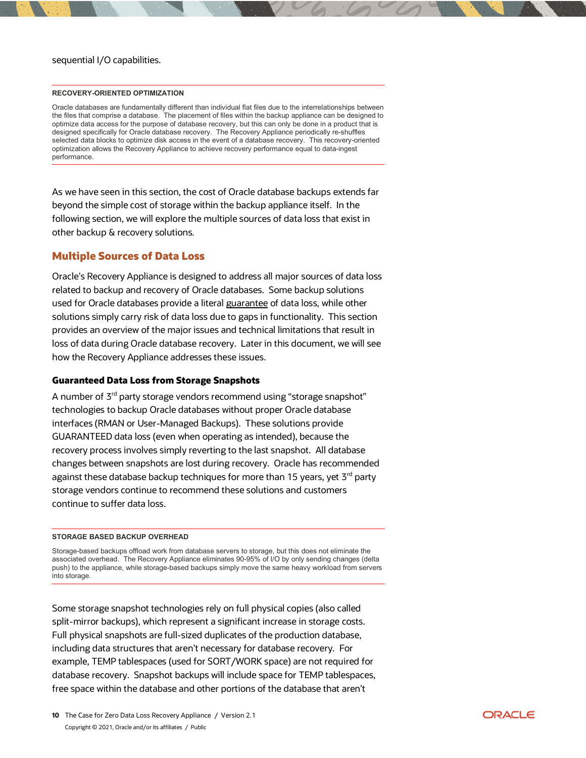sequential I/O capabilities.

---

**RECOVERY-ORIENTED OPTIMIZATION**

Oracle databases are fundamentally different than individual flat files due to the interrelationships between the files that comprise a database. The placement of files within the backup appliance can be designed to optimize data access for the purpose of database recovery, but this can only be done in a product that is designed specifically for Oracle database recovery. The Recovery Appliance periodically re-shuffles selected data blocks to optimize disk access in the event of a database recovery. This recovery-oriented optimization allows the Recovery Appliance to achieve recovery performance equal to data-ingest performance.

---

As we have seen in this section, the cost of Oracle database backups extends far beyond the simple cost of storage within the backup appliance itself. In the following section, we will explore the multiple sources of data loss that exist in other backup & recovery solutions.

## Multiple Sources of Data Loss

Oracle's Recovery Appliance is designed to address all major sources of data loss related to backup and recovery of Oracle databases. Some backup solutions used for Oracle databases provide a literal guarantee of data loss, while other solutions simply carry risk of data loss due to gaps in functionality. This section provides an overview of the major issues and technical limitations that result in loss of data during Oracle database recovery. Later in this document, we will see how the Recovery Appliance addresses these issues.

### Guaranteed Data Loss from Storage Snapshots

A number of 3rd party storage vendors recommend using "storage snapshot" technologies to backup Oracle databases without proper Oracle database interfaces (RMAN or User-Managed Backups). These solutions provide GUARANTEED data loss (even when operating as intended), because the recovery process involves simply reverting to the last snapshot. All database changes between snapshots are lost during recovery. Oracle has recommended against these database backup techniques for more than 15 years, yet 3rd party storage vendors continue to recommend these solutions and customers continue to suffer data loss.

---

**STORAGE BASED BACKUP OVERHEAD**

Storage-based backups offload work from database servers to storage, but this does not eliminate the associated overhead. The Recovery Appliance eliminates 90-95% of I/O by only sending changes (delta push) to the appliance, while storage-based backups simply move the same heavy workload from servers into storage.

---

Some storage snapshot technologies rely on full physical copies (also called split-mirror backups), which represent a significant increase in storage costs. Full physical snapshots are full-sized duplicates of the production database, including data structures that aren't necessary for database recovery. For example, TEMP tablespaces (used for SORT/WORK space) are not required for database recovery. Snapshot backups will include space for TEMP tablespaces, free space within the database and other portions of the database that aren't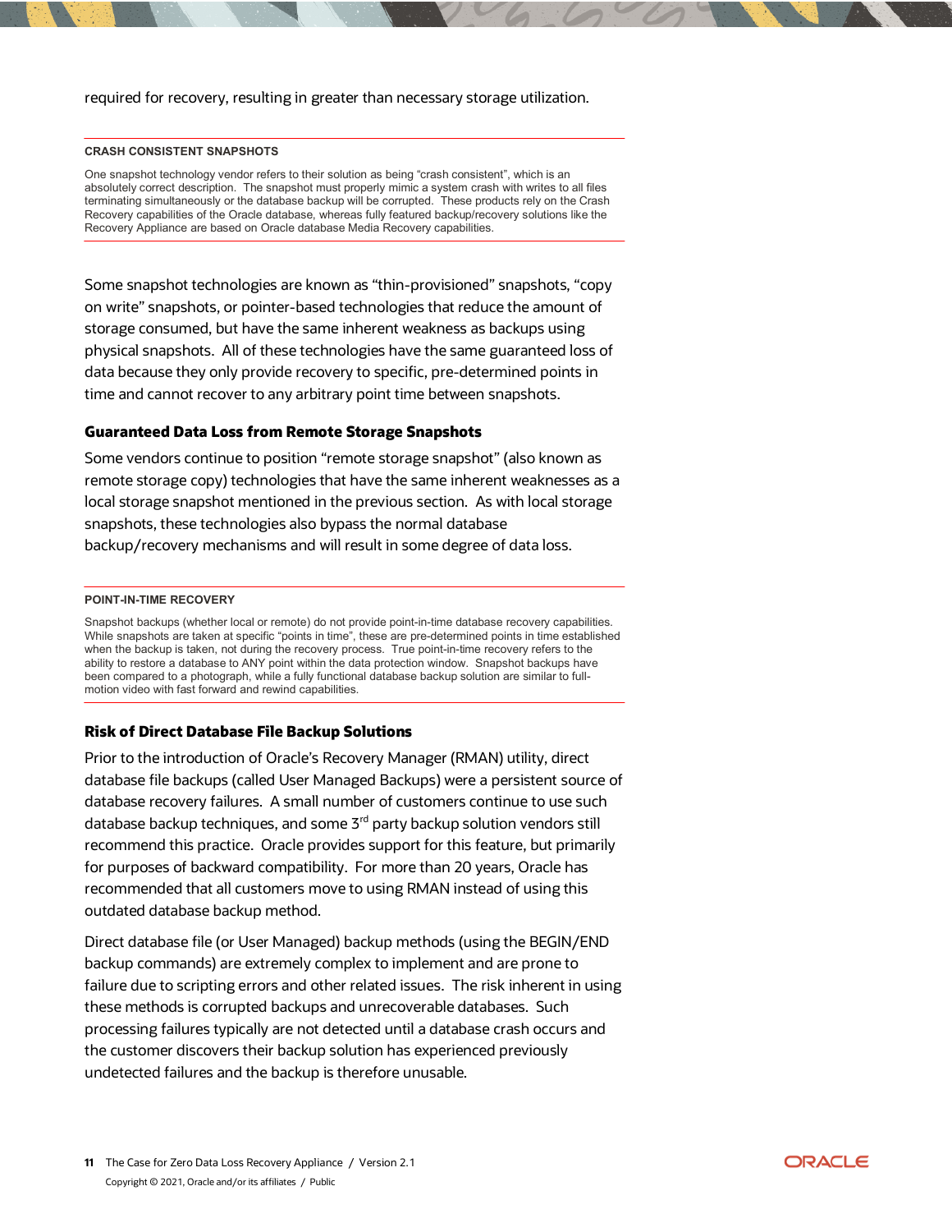required for recovery, resulting in greater than necessary storage utilization.

---

**CRASH CONSISTENT SNAPSHOTS**

One snapshot technology vendor refers to their solution as being “crash consistent”, which is an absolutely correct description. The snapshot must properly mimic a system crash with writes to all files terminating simultaneously or the database backup will be corrupted. These products rely on the Crash Recovery capabilities of the Oracle database, whereas fully featured backup/recovery solutions like the Recovery Appliance are based on Oracle database Media Recovery capabilities.

---

Some snapshot technologies are known as “thin-provisioned” snapshots, “copy on write” snapshots, or pointer-based technologies that reduce the amount of storage consumed, but have the same inherent weakness as backups using physical snapshots. All of these technologies have the same guaranteed loss of data because they only provide recovery to specific, pre-determined points in time and cannot recover to any arbitrary point time between snapshots.

### Guaranteed Data Loss from Remote Storage Snapshots

Some vendors continue to position “remote storage snapshot” (also known as remote storage copy) technologies that have the same inherent weaknesses as a local storage snapshot mentioned in the previous section. As with local storage snapshots, these technologies also bypass the normal database backup/recovery mechanisms and will result in some degree of data loss.

---

**POINT-IN-TIME RECOVERY**

Snapshot backups (whether local or remote) do not provide point-in-time database recovery capabilities. While snapshots are taken at specific “points in time”, these are pre-determined points in time established when the backup is taken, not during the recovery process. True point-in-time recovery refers to the ability to restore a database to ANY point within the data protection window. Snapshot backups have been compared to a photograph, while a fully functional database backup solution are similar to full-motion video with fast forward and rewind capabilities.

---

### Risk of Direct Database File Backup Solutions

Prior to the introduction of Oracle’s Recovery Manager (RMAN) utility, direct database file backups (called User Managed Backups) were a persistent source of database recovery failures. A small number of customers continue to use such database backup techniques, and some 3rd party backup solution vendors still recommend this practice. Oracle provides support for this feature, but primarily for purposes of backward compatibility. For more than 20 years, Oracle has recommended that all customers move to using RMAN instead of using this outdated database backup method.

Direct database file (or User Managed) backup methods (using the BEGIN/END backup commands) are extremely complex to implement and are prone to failure due to scripting errors and other related issues. The risk inherent in using these methods is corrupted backups and unrecoverable databases. Such processing failures typically are not detected until a database crash occurs and the customer discovers their backup solution has experienced previously undetected failures and the backup is therefore unusable.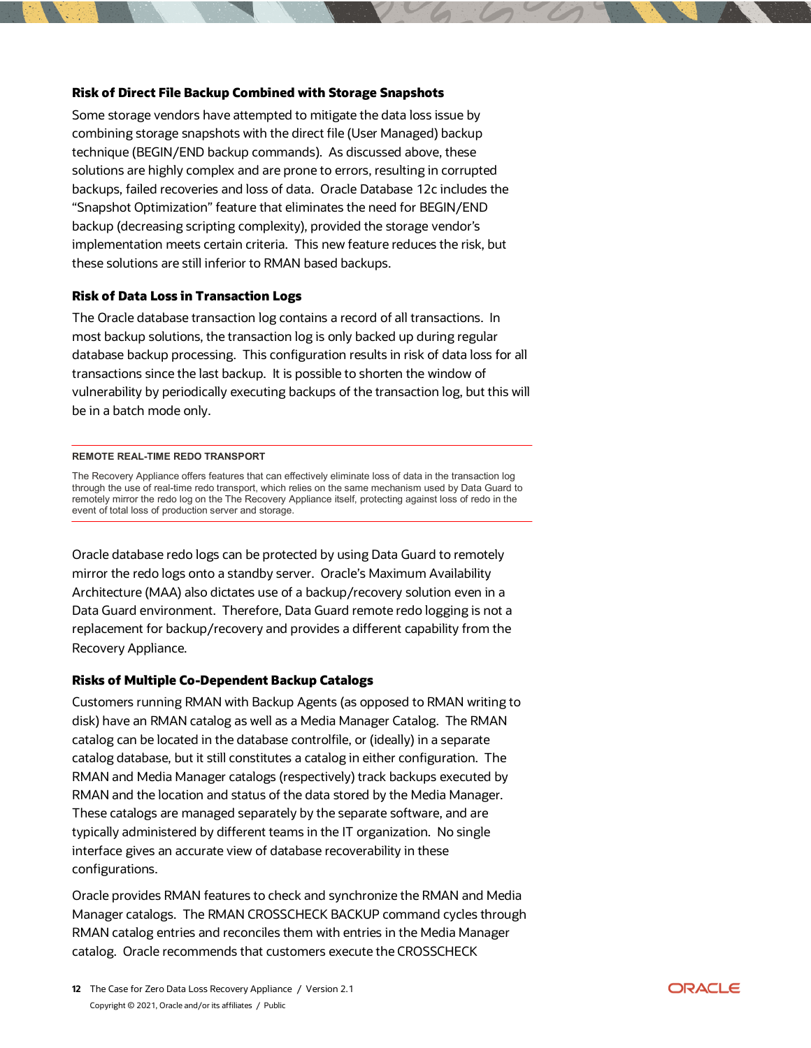### Risk of Direct File Backup Combined with Storage Snapshots

Some storage vendors have attempted to mitigate the data loss issue by combining storage snapshots with the direct file (User Managed) backup technique (BEGIN/END backup commands). As discussed above, these solutions are highly complex and are prone to errors, resulting in corrupted backups, failed recoveries and loss of data. Oracle Database 12c includes the "Snapshot Optimization" feature that eliminates the need for BEGIN/END backup (decreasing scripting complexity), provided the storage vendor's implementation meets certain criteria. This new feature reduces the risk, but these solutions are still inferior to RMAN based backups.

### Risk of Data Loss in Transaction Logs

The Oracle database transaction log contains a record of all transactions. In most backup solutions, the transaction log is only backed up during regular database backup processing. This configuration results in risk of data loss for all transactions since the last backup. It is possible to shorten the window of vulnerability by periodically executing backups of the transaction log, but this will be in a batch mode only.

---

**REMOTE REAL-TIME REDO TRANSPORT**

The Recovery Appliance offers features that can effectively eliminate loss of data in the transaction log through the use of real-time redo transport, which relies on the same mechanism used by Data Guard to remotely mirror the redo log on the The Recovery Appliance itself, protecting against loss of redo in the event of total loss of production server and storage.

---

Oracle database redo logs can be protected by using Data Guard to remotely mirror the redo logs onto a standby server. Oracle's Maximum Availability Architecture (MAA) also dictates use of a backup/recovery solution even in a Data Guard environment. Therefore, Data Guard remote redo logging is not a replacement for backup/recovery and provides a different capability from the Recovery Appliance.

### Risks of Multiple Co-Dependent Backup Catalogs

Customers running RMAN with Backup Agents (as opposed to RMAN writing to disk) have an RMAN catalog as well as a Media Manager Catalog. The RMAN catalog can be located in the database controlfile, or (ideally) in a separate catalog database, but it still constitutes a catalog in either configuration. The RMAN and Media Manager catalogs (respectively) track backups executed by RMAN and the location and status of the data stored by the Media Manager. These catalogs are managed separately by the separate software, and are typically administered by different teams in the IT organization. No single interface gives an accurate view of database recoverability in these configurations.

Oracle provides RMAN features to check and synchronize the RMAN and Media Manager catalogs. The RMAN CROSSCHECK BACKUP command cycles through RMAN catalog entries and reconciles them with entries in the Media Manager catalog. Oracle recommends that customers execute the CROSSCHECK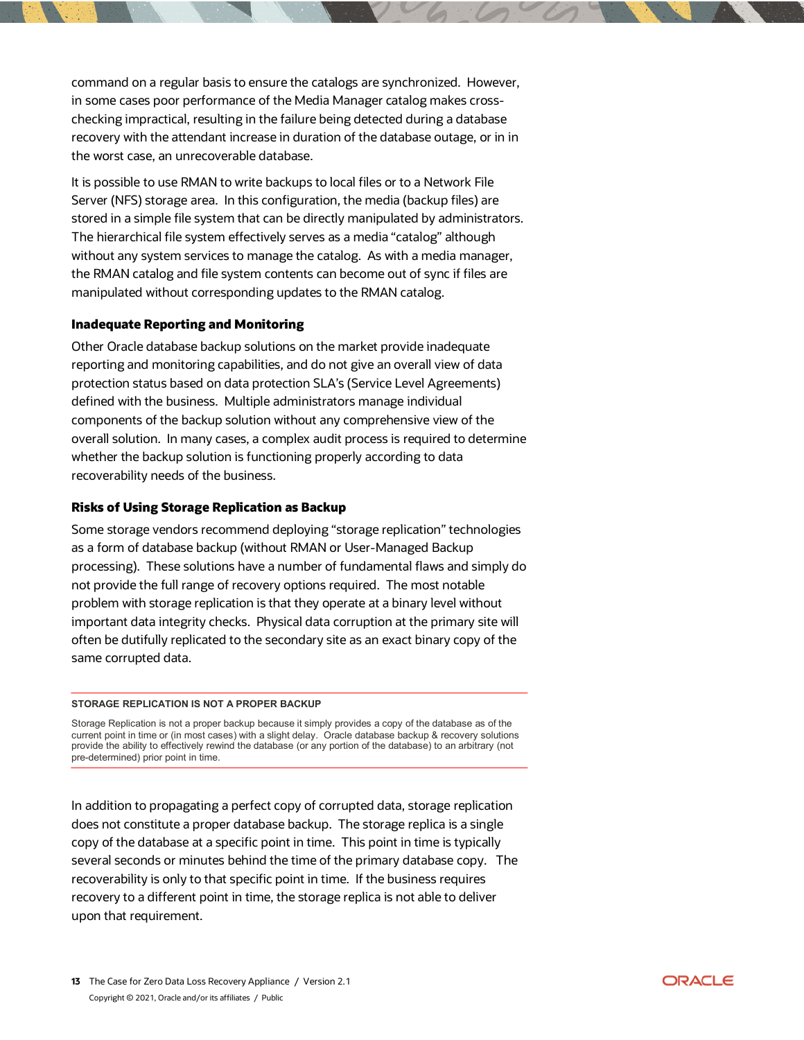command on a regular basis to ensure the catalogs are synchronized. However, in some cases poor performance of the Media Manager catalog makes cross-checking impractical, resulting in the failure being detected during a database recovery with the attendant increase in duration of the database outage, or in in the worst case, an unrecoverable database.

It is possible to use RMAN to write backups to local files or to a Network File Server (NFS) storage area. In this configuration, the media (backup files) are stored in a simple file system that can be directly manipulated by administrators. The hierarchical file system effectively serves as a media "catalog" although without any system services to manage the catalog. As with a media manager, the RMAN catalog and file system contents can become out of sync if files are manipulated without corresponding updates to the RMAN catalog.

### Inadequate Reporting and Monitoring

Other Oracle database backup solutions on the market provide inadequate reporting and monitoring capabilities, and do not give an overall view of data protection status based on data protection SLA's (Service Level Agreements) defined with the business. Multiple administrators manage individual components of the backup solution without any comprehensive view of the overall solution. In many cases, a complex audit process is required to determine whether the backup solution is functioning properly according to data recoverability needs of the business.

### Risks of Using Storage Replication as Backup

Some storage vendors recommend deploying "storage replication" technologies as a form of database backup (without RMAN or User-Managed Backup processing). These solutions have a number of fundamental flaws and simply do not provide the full range of recovery options required. The most notable problem with storage replication is that they operate at a binary level without important data integrity checks. Physical data corruption at the primary site will often be dutifully replicated to the secondary site as an exact binary copy of the same corrupted data.

---

**STORAGE REPLICATION IS NOT A PROPER BACKUP**

Storage Replication is not a proper backup because it simply provides a copy of the database as of the current point in time or (in most cases) with a slight delay. Oracle database backup & recovery solutions provide the ability to effectively rewind the database (or any portion of the database) to an arbitrary (not pre-determined) prior point in time.

---

In addition to propagating a perfect copy of corrupted data, storage replication does not constitute a proper database backup. The storage replica is a single copy of the database at a specific point in time. This point in time is typically several seconds or minutes behind the time of the primary database copy. The recoverability is only to that specific point in time. If the business requires recovery to a different point in time, the storage replica is not able to deliver upon that requirement.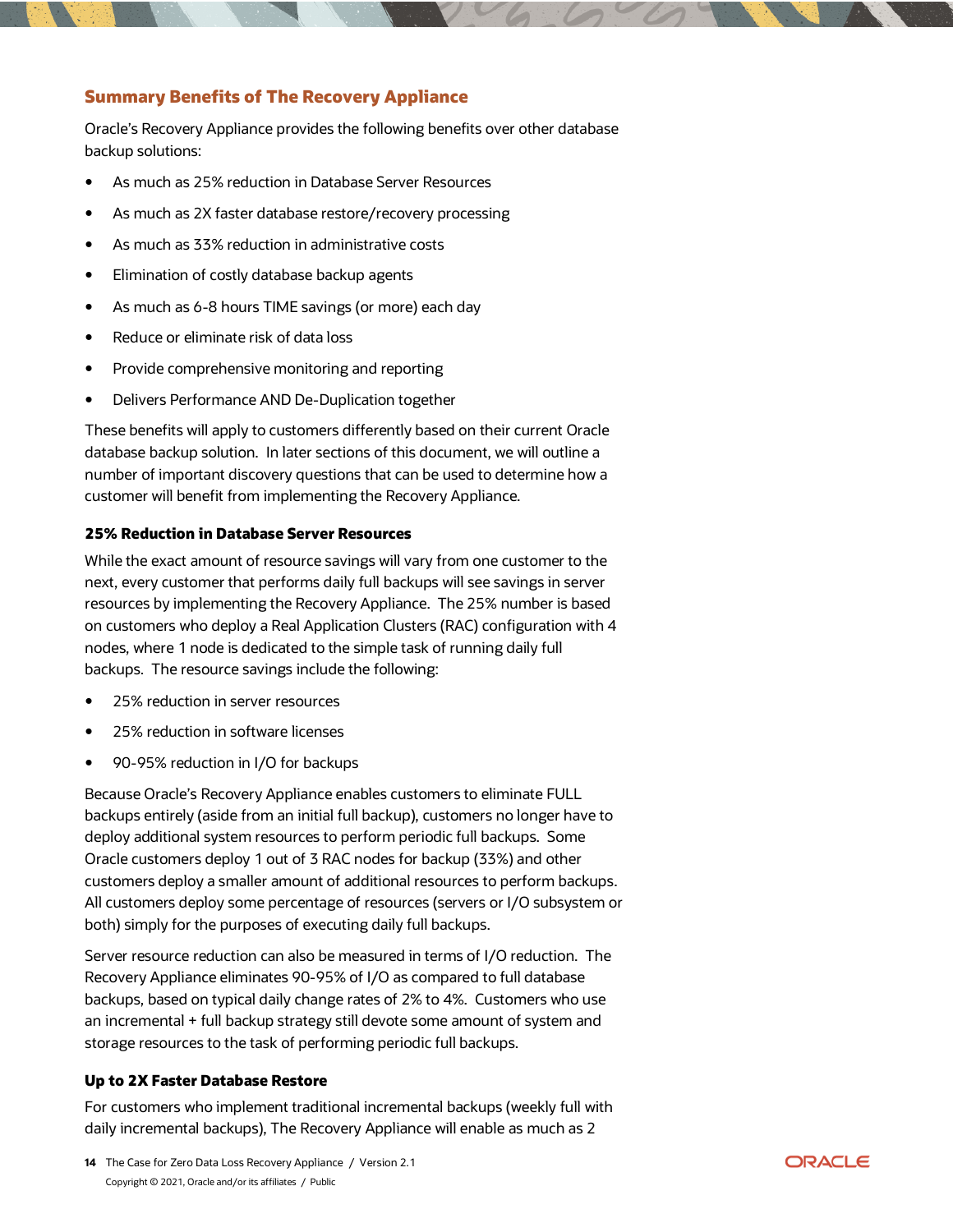## Summary Benefits of The Recovery Appliance

Oracle's Recovery Appliance provides the following benefits over other database backup solutions:

- As much as 25% reduction in Database Server Resources
- As much as 2X faster database restore/recovery processing
- As much as 33% reduction in administrative costs
- Elimination of costly database backup agents
- As much as 6-8 hours TIME savings (or more) each day
- Reduce or eliminate risk of data loss
- Provide comprehensive monitoring and reporting
- Delivers Performance AND De-Duplication together

These benefits will apply to customers differently based on their current Oracle database backup solution. In later sections of this document, we will outline a number of important discovery questions that can be used to determine how a customer will benefit from implementing the Recovery Appliance.

### 25% Reduction in Database Server Resources

While the exact amount of resource savings will vary from one customer to the next, every customer that performs daily full backups will see savings in server resources by implementing the Recovery Appliance. The 25% number is based on customers who deploy a Real Application Clusters (RAC) configuration with 4 nodes, where 1 node is dedicated to the simple task of running daily full backups. The resource savings include the following:

- 25% reduction in server resources
- 25% reduction in software licenses
- 90-95% reduction in I/O for backups

Because Oracle's Recovery Appliance enables customers to eliminate FULL backups entirely (aside from an initial full backup), customers no longer have to deploy additional system resources to perform periodic full backups. Some Oracle customers deploy 1 out of 3 RAC nodes for backup (33%) and other customers deploy a smaller amount of additional resources to perform backups. All customers deploy some percentage of resources (servers or I/O subsystem or both) simply for the purposes of executing daily full backups.

Server resource reduction can also be measured in terms of I/O reduction. The Recovery Appliance eliminates 90-95% of I/O as compared to full database backups, based on typical daily change rates of 2% to 4%. Customers who use an incremental + full backup strategy still devote some amount of system and storage resources to the task of performing periodic full backups.

### Up to 2X Faster Database Restore

For customers who implement traditional incremental backups (weekly full with daily incremental backups), The Recovery Appliance will enable as much as 2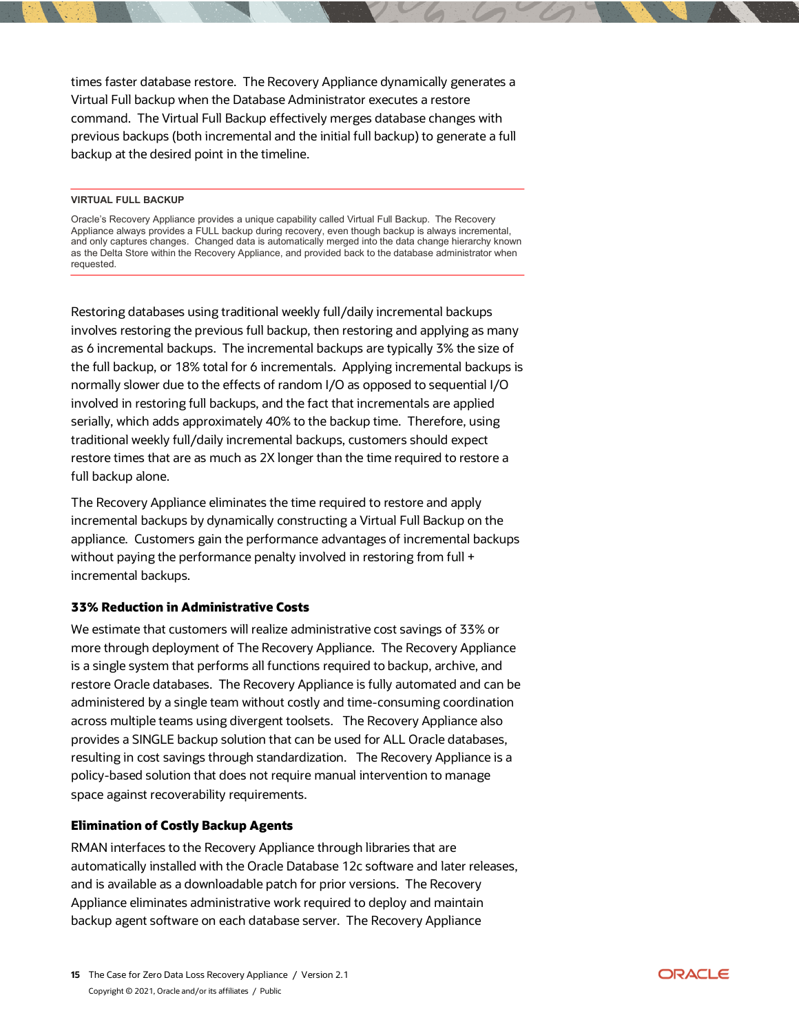times faster database restore. The Recovery Appliance dynamically generates a Virtual Full backup when the Database Administrator executes a restore command. The Virtual Full Backup effectively merges database changes with previous backups (both incremental and the initial full backup) to generate a full backup at the desired point in the timeline.

---

**VIRTUAL FULL BACKUP**

Oracle's Recovery Appliance provides a unique capability called Virtual Full Backup. The Recovery Appliance always provides a FULL backup during recovery, even though backup is always incremental, and only captures changes. Changed data is automatically merged into the data change hierarchy known as the Delta Store within the Recovery Appliance, and provided back to the database administrator when requested.

---

Restoring databases using traditional weekly full/daily incremental backups involves restoring the previous full backup, then restoring and applying as many as 6 incremental backups. The incremental backups are typically 3% the size of the full backup, or 18% total for 6 incrementals. Applying incremental backups is normally slower due to the effects of random I/O as opposed to sequential I/O involved in restoring full backups, and the fact that incrementals are applied serially, which adds approximately 40% to the backup time. Therefore, using traditional weekly full/daily incremental backups, customers should expect restore times that are as much as 2X longer than the time required to restore a full backup alone.

The Recovery Appliance eliminates the time required to restore and apply incremental backups by dynamically constructing a Virtual Full Backup on the appliance. Customers gain the performance advantages of incremental backups without paying the performance penalty involved in restoring from full + incremental backups.

### 33% Reduction in Administrative Costs

We estimate that customers will realize administrative cost savings of 33% or more through deployment of The Recovery Appliance. The Recovery Appliance is a single system that performs all functions required to backup, archive, and restore Oracle databases. The Recovery Appliance is fully automated and can be administered by a single team without costly and time-consuming coordination across multiple teams using divergent toolsets. The Recovery Appliance also provides a SINGLE backup solution that can be used for ALL Oracle databases, resulting in cost savings through standardization. The Recovery Appliance is a policy-based solution that does not require manual intervention to manage space against recoverability requirements.

### Elimination of Costly Backup Agents

RMAN interfaces to the Recovery Appliance through libraries that are automatically installed with the Oracle Database 12c software and later releases, and is available as a downloadable patch for prior versions. The Recovery Appliance eliminates administrative work required to deploy and maintain backup agent software on each database server. The Recovery Appliance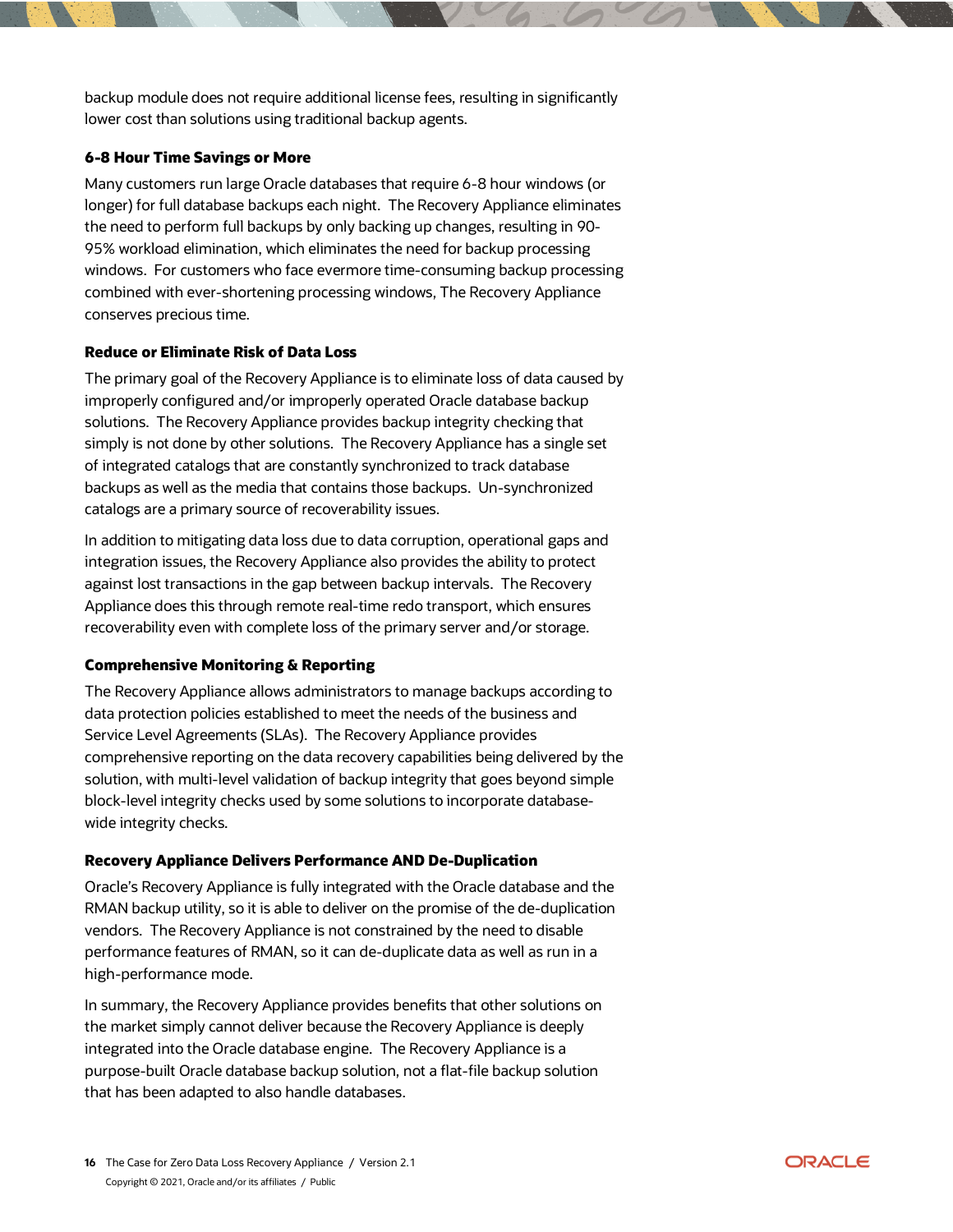backup module does not require additional license fees, resulting in significantly lower cost than solutions using traditional backup agents.

### 6-8 Hour Time Savings or More

Many customers run large Oracle databases that require 6-8 hour windows (or longer) for full database backups each night. The Recovery Appliance eliminates the need to perform full backups by only backing up changes, resulting in 90-95% workload elimination, which eliminates the need for backup processing windows. For customers who face evermore time-consuming backup processing combined with ever-shortening processing windows, The Recovery Appliance conserves precious time.

### Reduce or Eliminate Risk of Data Loss

The primary goal of the Recovery Appliance is to eliminate loss of data caused by improperly configured and/or improperly operated Oracle database backup solutions. The Recovery Appliance provides backup integrity checking that simply is not done by other solutions. The Recovery Appliance has a single set of integrated catalogs that are constantly synchronized to track database backups as well as the media that contains those backups. Un-synchronized catalogs are a primary source of recoverability issues.

In addition to mitigating data loss due to data corruption, operational gaps and integration issues, the Recovery Appliance also provides the ability to protect against lost transactions in the gap between backup intervals. The Recovery Appliance does this through remote real-time redo transport, which ensures recoverability even with complete loss of the primary server and/or storage.

### Comprehensive Monitoring & Reporting

The Recovery Appliance allows administrators to manage backups according to data protection policies established to meet the needs of the business and Service Level Agreements (SLAs). The Recovery Appliance provides comprehensive reporting on the data recovery capabilities being delivered by the solution, with multi-level validation of backup integrity that goes beyond simple block-level integrity checks used by some solutions to incorporate database-wide integrity checks.

### Recovery Appliance Delivers Performance AND De-Duplication

Oracle's Recovery Appliance is fully integrated with the Oracle database and the RMAN backup utility, so it is able to deliver on the promise of the de-duplication vendors. The Recovery Appliance is not constrained by the need to disable performance features of RMAN, so it can de-duplicate data as well as run in a high-performance mode.

In summary, the Recovery Appliance provides benefits that other solutions on the market simply cannot deliver because the Recovery Appliance is deeply integrated into the Oracle database engine. The Recovery Appliance is a purpose-built Oracle database backup solution, not a flat-file backup solution that has been adapted to also handle databases.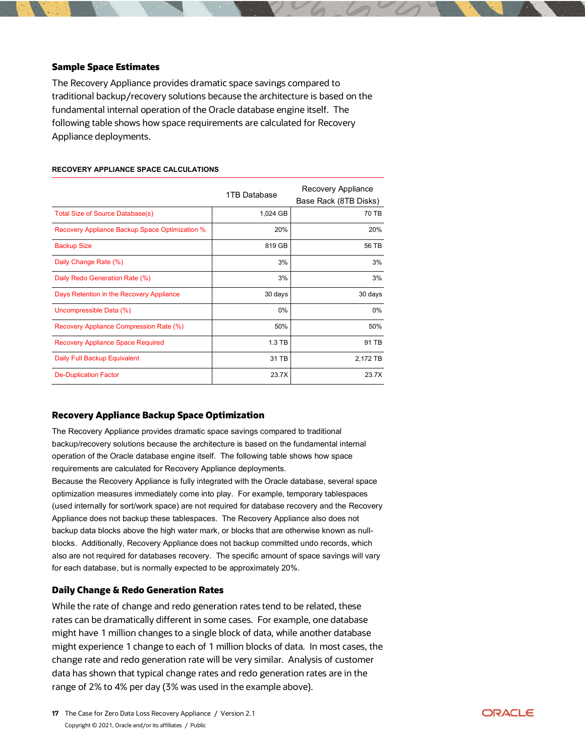## Sample Space Estimates

The Recovery Appliance provides dramatic space savings compared to traditional backup/recovery solutions because the architecture is based on the fundamental internal operation of the Oracle database engine itself. The following table shows how space requirements are calculated for Recovery Appliance deployments.

**RECOVERY APPLIANCE SPACE CALCULATIONS**

| | 1TB Database | Recovery Appliance Base Rack (8TB Disks) |
|---|---:|---:|
| Total Size of Source Database(s) | 1,024 GB | 70 TB |
| Recovery Appliance Backup Space Optimization % | 20% | 20% |
| Backup Size | 819 GB | 56 TB |
| Daily Change Rate (%) | 3% | 3% |
| Daily Redo Generation Rate (%) | 3% | 3% |
| Days Retention in the Recovery Appliance | 30 days | 30 days |
| Uncompressible Data (%) | 0% | 0% |
| Recovery Appliance Compression Rate (%) | 50% | 50% |
| Recovery Appliance Space Required | 1.3 TB | 91 TB |
| Daily Full Backup Equivalent | 31 TB | 2,172 TB |
| De-Duplication Factor | 23.7X | 23.7X |

## Recovery Appliance Backup Space Optimization

The Recovery Appliance provides dramatic space savings compared to traditional backup/recovery solutions because the architecture is based on the fundamental internal operation of the Oracle database engine itself. The following table shows how space requirements are calculated for Recovery Appliance deployments.

Because the Recovery Appliance is fully integrated with the Oracle database, several space optimization measures immediately come into play. For example, temporary tablespaces (used internally for sort/work space) are not required for database recovery and the Recovery Appliance does not backup these tablespaces. The Recovery Appliance also does not backup data blocks above the high water mark, or blocks that are otherwise known as null-blocks. Additionally, Recovery Appliance does not backup committed undo records, which also are not required for databases recovery. The specific amount of space savings will vary for each database, but is normally expected to be approximately 20%.

### Daily Change & Redo Generation Rates

While the rate of change and redo generation rates tend to be related, these rates can be dramatically different in some cases. For example, one database might have 1 million changes to a single block of data, while another database might experience 1 change to each of 1 million blocks of data. In most cases, the change rate and redo generation rate will be very similar. Analysis of customer data has shown that typical change rates and redo generation rates are in the range of 2% to 4% per day (3% was used in the example above).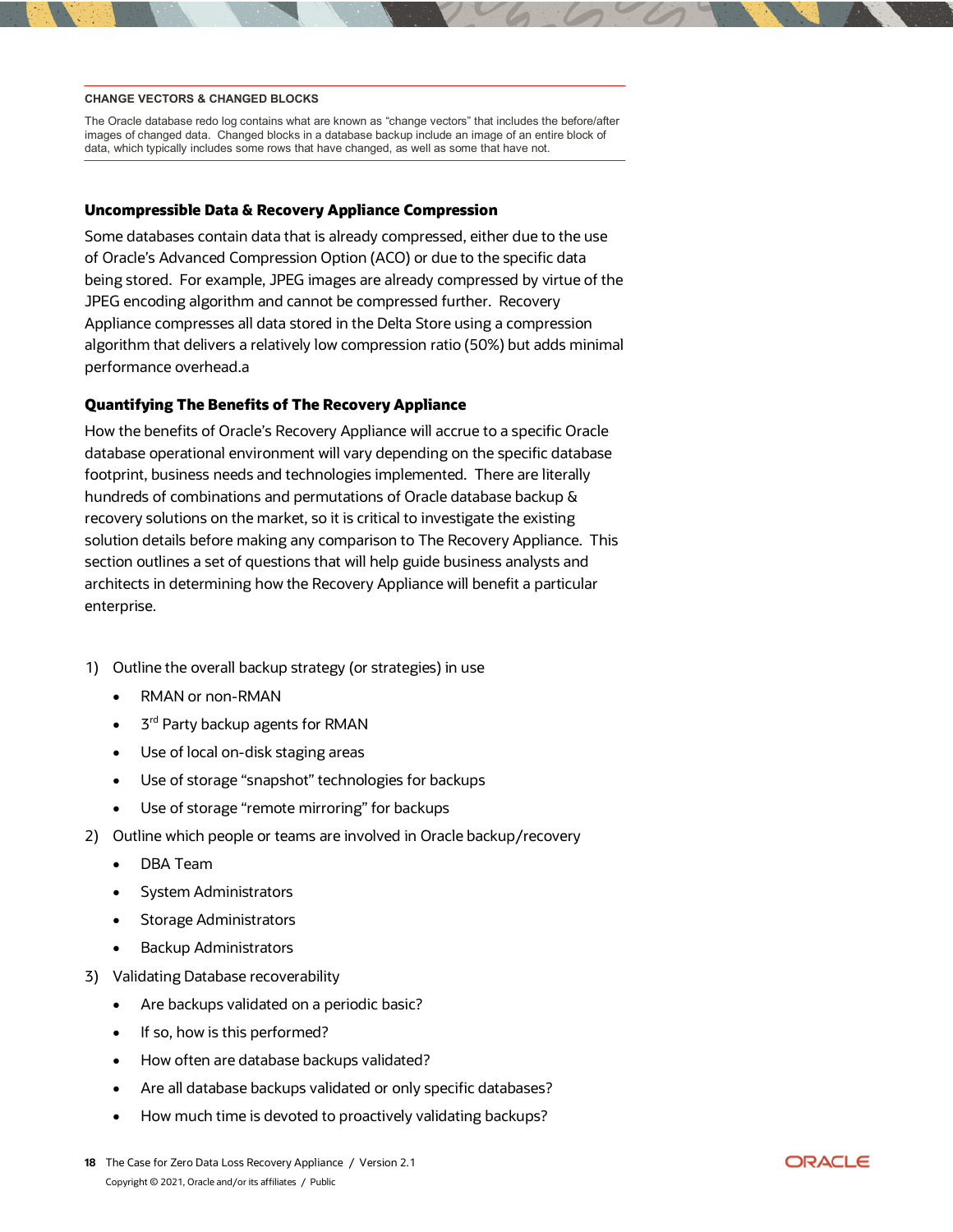**CHANGE VECTORS & CHANGED BLOCKS**

The Oracle database redo log contains what are known as "change vectors" that includes the before/after images of changed data. Changed blocks in a database backup include an image of an entire block of data, which typically includes some rows that have changed, as well as some that have not.

### Uncompressible Data & Recovery Appliance Compression

Some databases contain data that is already compressed, either due to the use of Oracle's Advanced Compression Option (ACO) or due to the specific data being stored. For example, JPEG images are already compressed by virtue of the JPEG encoding algorithm and cannot be compressed further. Recovery Appliance compresses all data stored in the Delta Store using a compression algorithm that delivers a relatively low compression ratio (50%) but adds minimal performance overhead.a

### Quantifying The Benefits of The Recovery Appliance

How the benefits of Oracle's Recovery Appliance will accrue to a specific Oracle database operational environment will vary depending on the specific database footprint, business needs and technologies implemented. There are literally hundreds of combinations and permutations of Oracle database backup & recovery solutions on the market, so it is critical to investigate the existing solution details before making any comparison to The Recovery Appliance. This section outlines a set of questions that will help guide business analysts and architects in determining how the Recovery Appliance will benefit a particular enterprise.

1) Outline the overall backup strategy (or strategies) in use
   - RMAN or non-RMAN
   - 3rd Party backup agents for RMAN
   - Use of local on-disk staging areas
   - Use of storage "snapshot" technologies for backups
   - Use of storage "remote mirroring" for backups
2) Outline which people or teams are involved in Oracle backup/recovery
   - DBA Team
   - System Administrators
   - Storage Administrators
   - Backup Administrators
3) Validating Database recoverability
   - Are backups validated on a periodic basic?
   - If so, how is this performed?
   - How often are database backups validated?
   - Are all database backups validated or only specific databases?
   - How much time is devoted to proactively validating backups?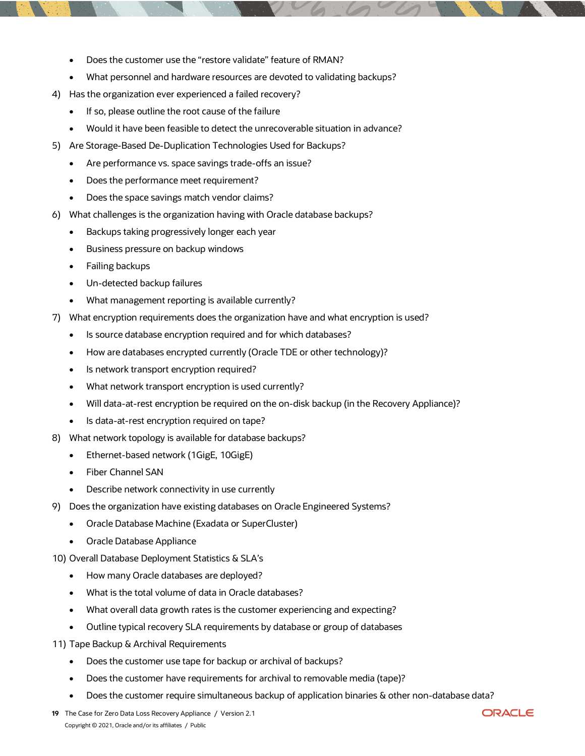- Does the customer use the “restore validate” feature of RMAN?
- What personnel and hardware resources are devoted to validating backups?

4) Has the organization ever experienced a failed recovery?
   - If so, please outline the root cause of the failure
   - Would it have been feasible to detect the unrecoverable situation in advance?
5) Are Storage-Based De-Duplication Technologies Used for Backups?
   - Are performance vs. space savings trade-offs an issue?
   - Does the performance meet requirement?
   - Does the space savings match vendor claims?
6) What challenges is the organization having with Oracle database backups?
   - Backups taking progressively longer each year
   - Business pressure on backup windows
   - Failing backups
   - Un-detected backup failures
   - What management reporting is available currently?
7) What encryption requirements does the organization have and what encryption is used?
   - Is source database encryption required and for which databases?
   - How are databases encrypted currently (Oracle TDE or other technology)?
   - Is network transport encryption required?
   - What network transport encryption is used currently?
   - Will data-at-rest encryption be required on the on-disk backup (in the Recovery Appliance)?
   - Is data-at-rest encryption required on tape?
8) What network topology is available for database backups?
   - Ethernet-based network (1GigE, 10GigE)
   - Fiber Channel SAN
   - Describe network connectivity in use currently
9) Does the organization have existing databases on Oracle Engineered Systems?
   - Oracle Database Machine (Exadata or SuperCluster)
   - Oracle Database Appliance
10) Overall Database Deployment Statistics & SLA’s
    - How many Oracle databases are deployed?
    - What is the total volume of data in Oracle databases?
    - What overall data growth rates is the customer experiencing and expecting?
    - Outline typical recovery SLA requirements by database or group of databases
11) Tape Backup & Archival Requirements
    - Does the customer use tape for backup or archival of backups?
    - Does the customer have requirements for archival to removable media (tape)?
    - Does the customer require simultaneous backup of application binaries & other non-database data?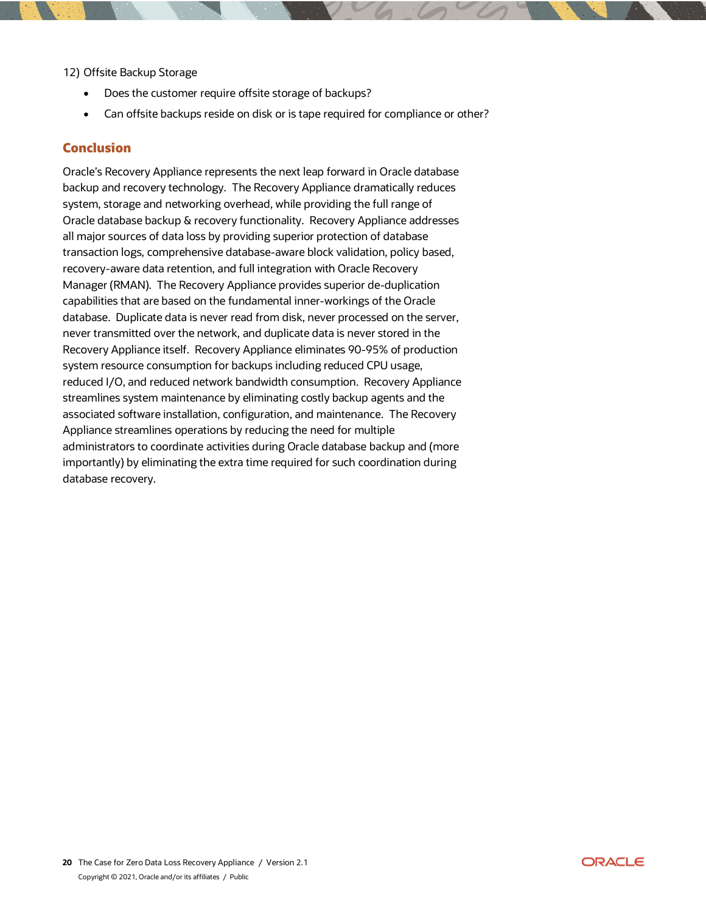12) Offsite Backup Storage

- Does the customer require offsite storage of backups?
- Can offsite backups reside on disk or is tape required for compliance or other?

## Conclusion

Oracle's Recovery Appliance represents the next leap forward in Oracle database backup and recovery technology. The Recovery Appliance dramatically reduces system, storage and networking overhead, while providing the full range of Oracle database backup & recovery functionality. Recovery Appliance addresses all major sources of data loss by providing superior protection of database transaction logs, comprehensive database-aware block validation, policy based, recovery-aware data retention, and full integration with Oracle Recovery Manager (RMAN). The Recovery Appliance provides superior de-duplication capabilities that are based on the fundamental inner-workings of the Oracle database. Duplicate data is never read from disk, never processed on the server, never transmitted over the network, and duplicate data is never stored in the Recovery Appliance itself. Recovery Appliance eliminates 90-95% of production system resource consumption for backups including reduced CPU usage, reduced I/O, and reduced network bandwidth consumption. Recovery Appliance streamlines system maintenance by eliminating costly backup agents and the associated software installation, configuration, and maintenance. The Recovery Appliance streamlines operations by reducing the need for multiple administrators to coordinate activities during Oracle database backup and (more importantly) by eliminating the extra time required for such coordination during database recovery.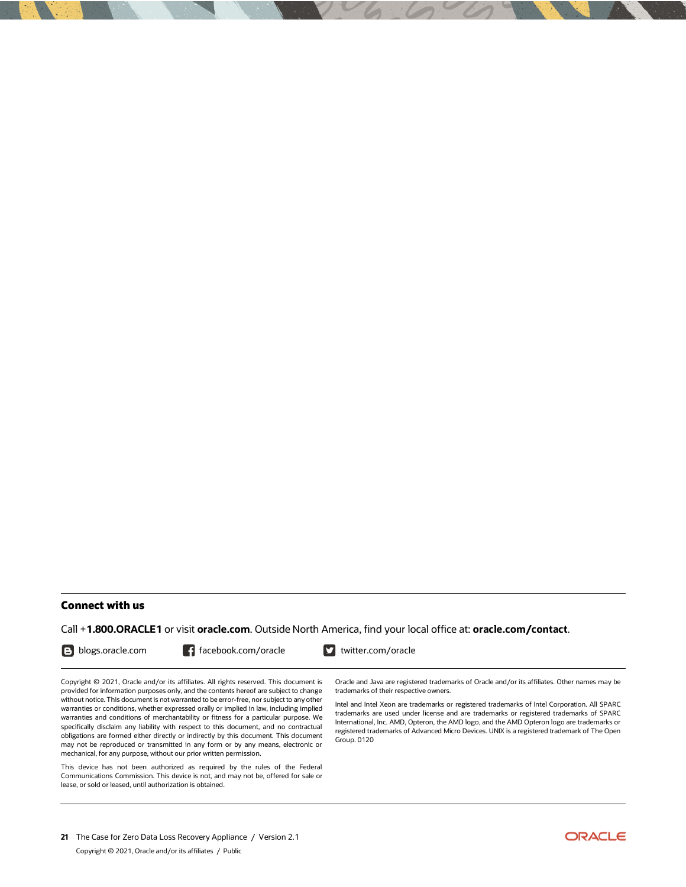## Connect with us

Call +**1.800.ORACLE1** or visit **oracle.com**. Outside North America, find your local office at: **oracle.com/contact**.

blogs.oracle.com  facebook.com/oracle  twitter.com/oracle

Copyright © 2021, Oracle and/or its affiliates. All rights reserved. This document is provided for information purposes only, and the contents hereof are subject to change without notice. This document is not warranted to be error-free, nor subject to any other warranties or conditions, whether expressed orally or implied in law, including implied warranties and conditions of merchantability or fitness for a particular purpose. We specifically disclaim any liability with respect to this document, and no contractual obligations are formed either directly or indirectly by this document. This document may not be reproduced or transmitted in any form or by any means, electronic or mechanical, for any purpose, without our prior written permission.

This device has not been authorized as required by the rules of the Federal Communications Commission. This device is not, and may not be, offered for sale or lease, or sold or leased, until authorization is obtained.

Oracle and Java are registered trademarks of Oracle and/or its affiliates. Other names may be trademarks of their respective owners.

Intel and Intel Xeon are trademarks or registered trademarks of Intel Corporation. All SPARC trademarks are used under license and are trademarks or registered trademarks of SPARC International, Inc. AMD, Opteron, the AMD logo, and the AMD Opteron logo are trademarks or registered trademarks of Advanced Micro Devices. UNIX is a registered trademark of The Open Group. 0120